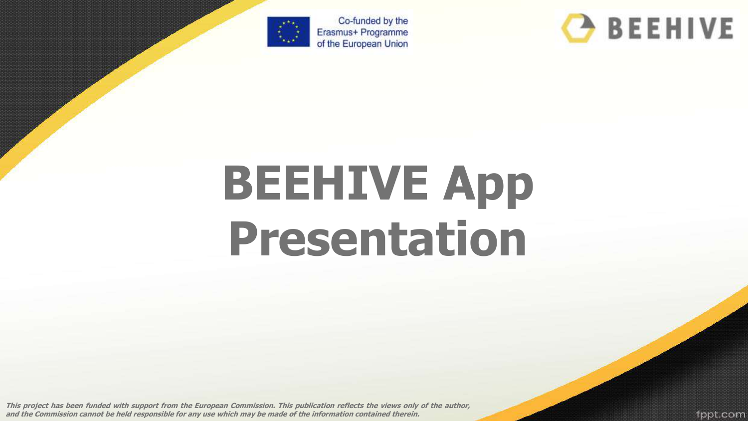Co-funded by the Erasmus+ Programme of the European Union

BEEHIVE

# BEEHIVE App Presentation

*This project has been funded with support from the European Commission. This publication reflects the views only of the author, and the Commission cannot be held responsible for any use which may be made of the information contained therein.*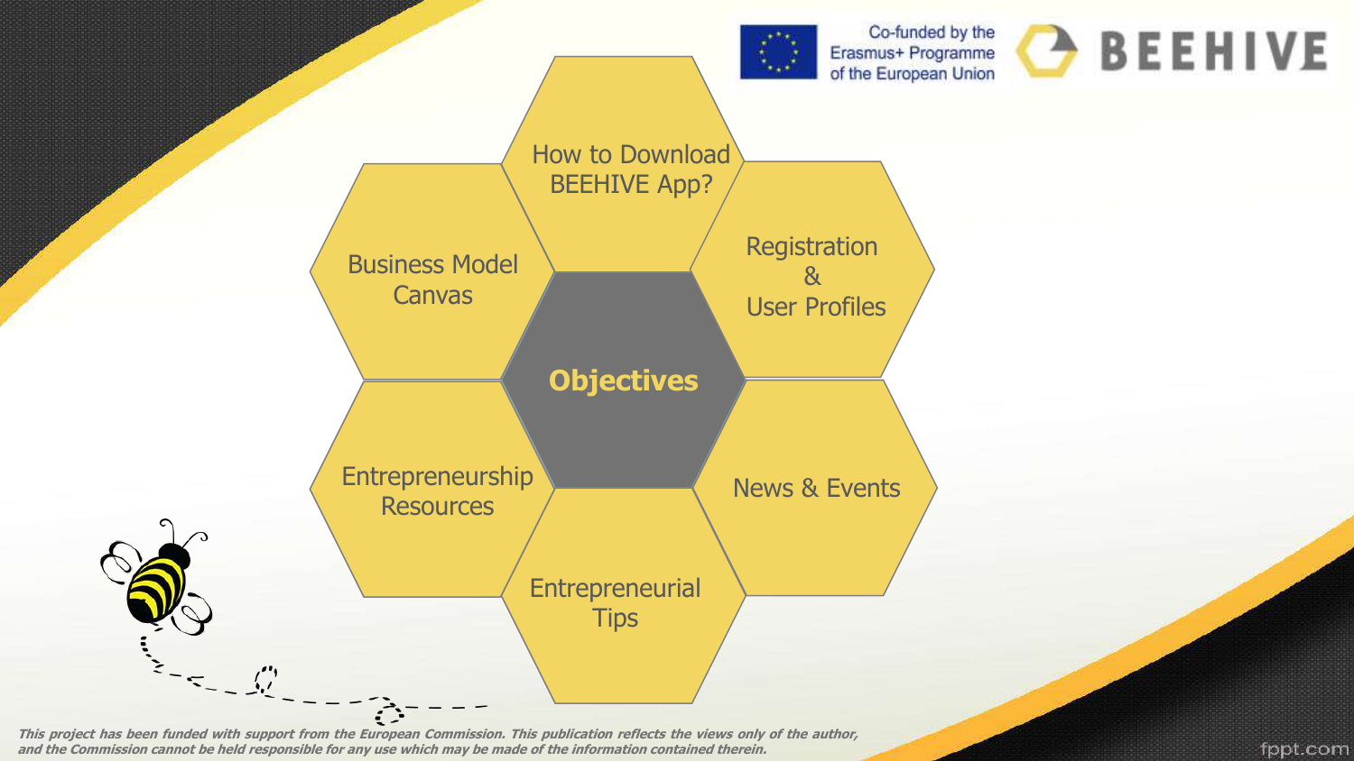Co-funded by the Erasmus+ Programme of the European Union

BEEHIVE

# Objectives

- How to Download BEEHIVE App?
- Registration & User Profiles
- News & Events
- Entrepreneurial Tips
- Entrepreneurship Resources
- Business Model Canvas

*This project has been funded with support from the European Commission. This publication reflects the views only of the author, and the Commission cannot be held responsible for any use which may be made of the information contained therein.*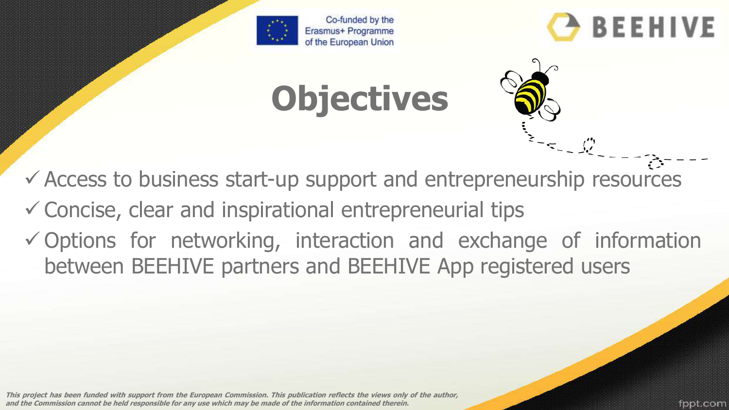Co-funded by the Erasmus+ Programme of the European Union

BEEHIVE

# Objectives

- ✓ Access to business start-up support and entrepreneurship resources
- ✓ Concise, clear and inspirational entrepreneurial tips
- ✓ Options for networking, interaction and exchange of information between BEEHIVE partners and BEEHIVE App registered users

***This project has been funded with support from the European Commission. This publication reflects the views only of the author, and the Commission cannot be held responsible for any use which may be made of the information contained therein.***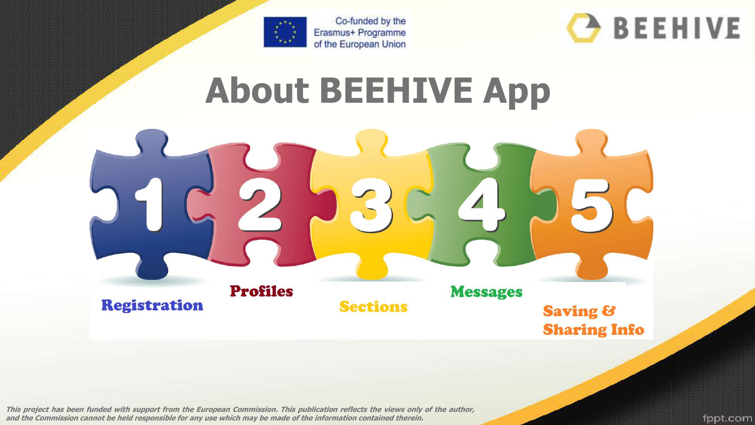Co-funded by the Erasmus+ Programme of the European Union

BEEHIVE

# About BEEHIVE App

1 Registration

2 Profiles

3 Sections

4 Messages

5 Saving & Sharing Info

*This project has been funded with support from the European Commission. This publication reflects the views only of the author, and the Commission cannot be held responsible for any use which may be made of the information contained therein.*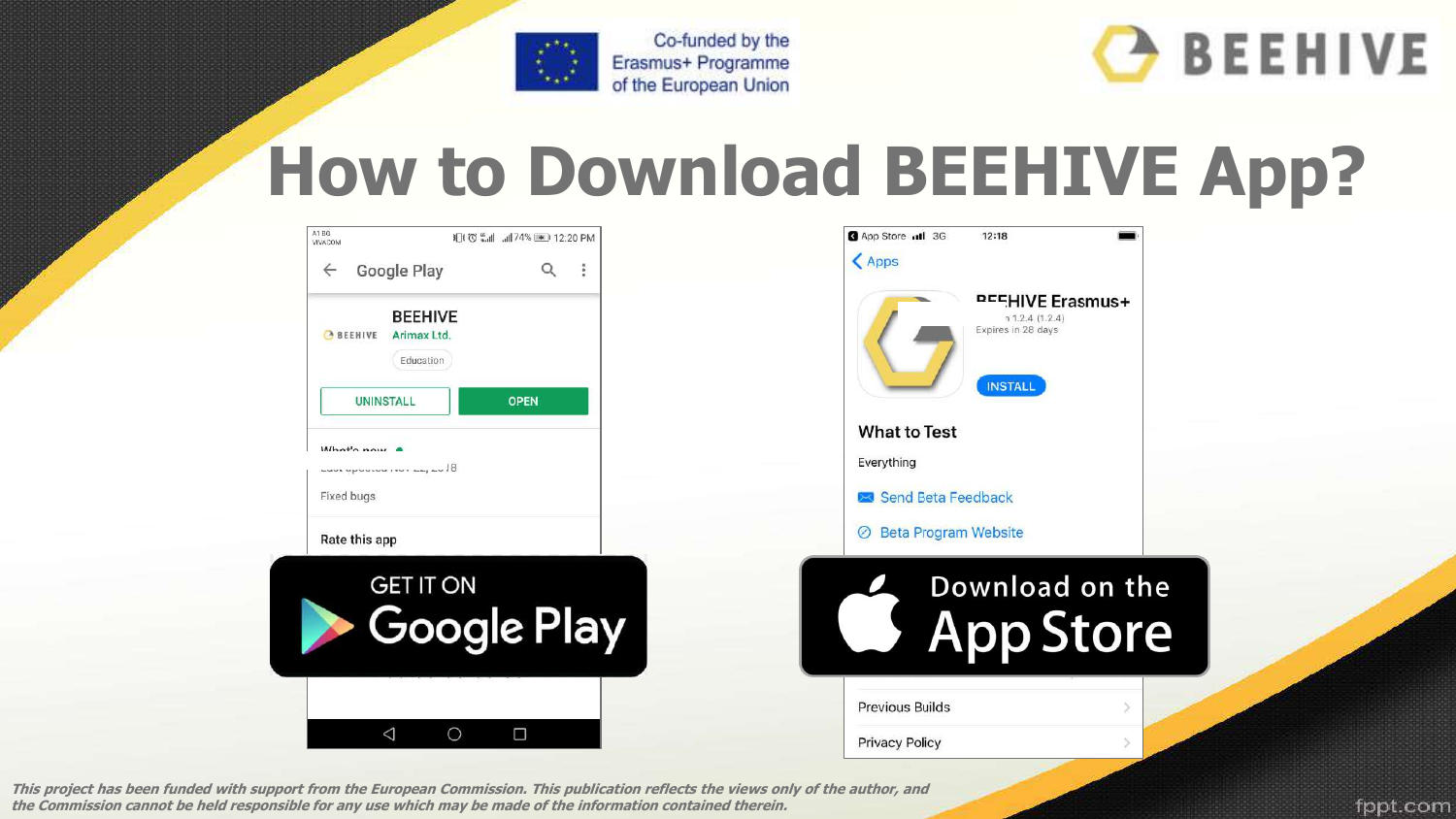Co-funded by the Erasmus+ Programme of the European Union

BEEHIVE

# How to Download BEEHIVE App?

Google Play

BEEHIVE

Arimax Ltd.

Education

UNINSTALL

OPEN

What's new

Fixed bugs

Rate this app

GET IT ON Google Play

Apps

BEEHIVE Erasmus+

1.2.4 (1.2.4)

Expires in 28 days

INSTALL

What to Test

Everything

Send Beta Feedback

Beta Program Website

Download on the App Store

Previous Builds

Privacy Policy

*This project has been funded with support from the European Commission. This publication reflects the views only of the author, and the Commission cannot be held responsible for any use which may be made of the information contained therein.*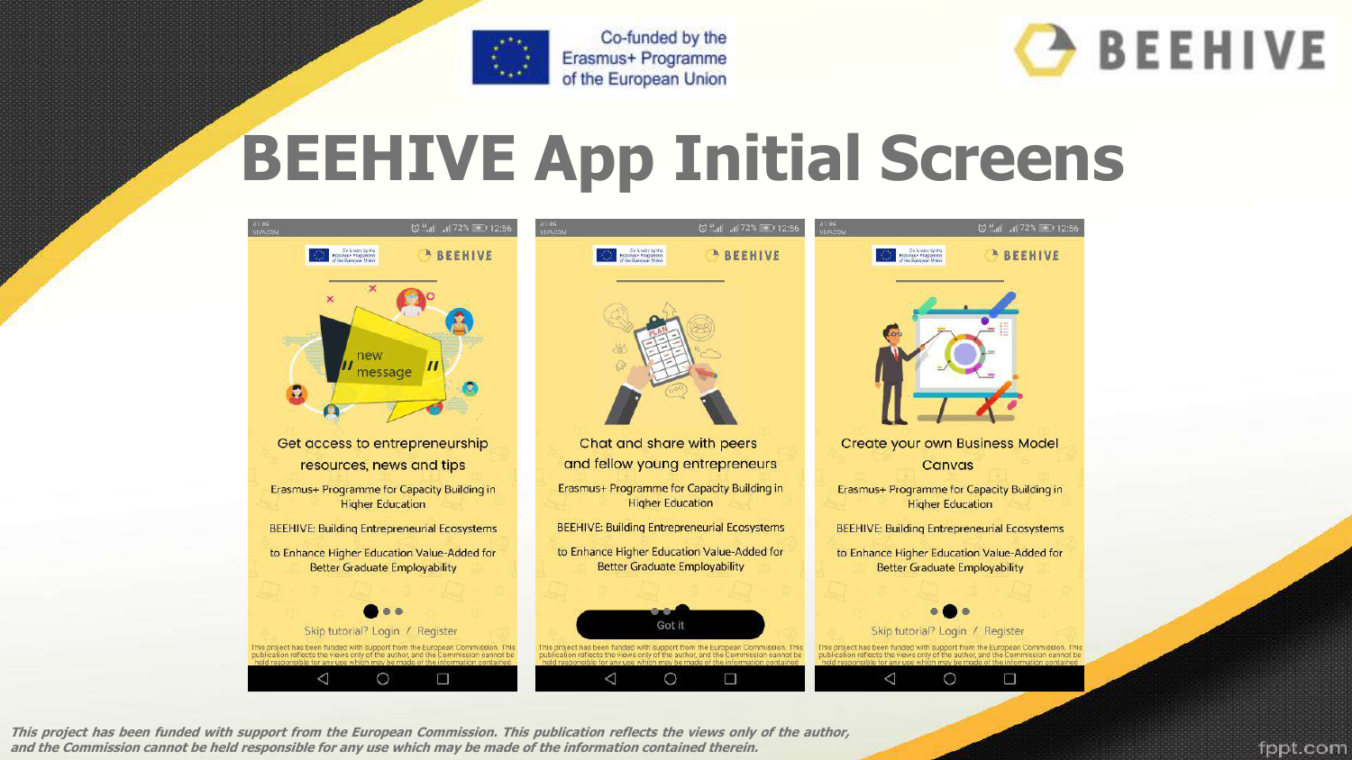Co-funded by the Erasmus+ Programme of the European Union

BEEHIVE

# BEEHIVE App Initial Screens

Get access to entrepreneurship resources, news and tips

Erasmus+ Programme for Capacity Building in Higher Education

BEEHIVE: Building Entrepreneurial Ecosystems

to Enhance Higher Education Value-Added for Better Graduate Employability

Skip tutorial? Login / Register

Chat and share with peers and fellow young entrepreneurs

Erasmus+ Programme for Capacity Building in Higher Education

BEEHIVE: Building Entrepreneurial Ecosystems

to Enhance Higher Education Value-Added for Better Graduate Employability

Got it

Create your own Business Model Canvas

Erasmus+ Programme for Capacity Building in Higher Education

BEEHIVE: Building Entrepreneurial Ecosystems

to Enhance Higher Education Value-Added for Better Graduate Employability

Skip tutorial? Login / Register

*This project has been funded with support from the European Commission. This publication reflects the views only of the author, and the Commission cannot be held responsible for any use which may be made of the information contained therein.*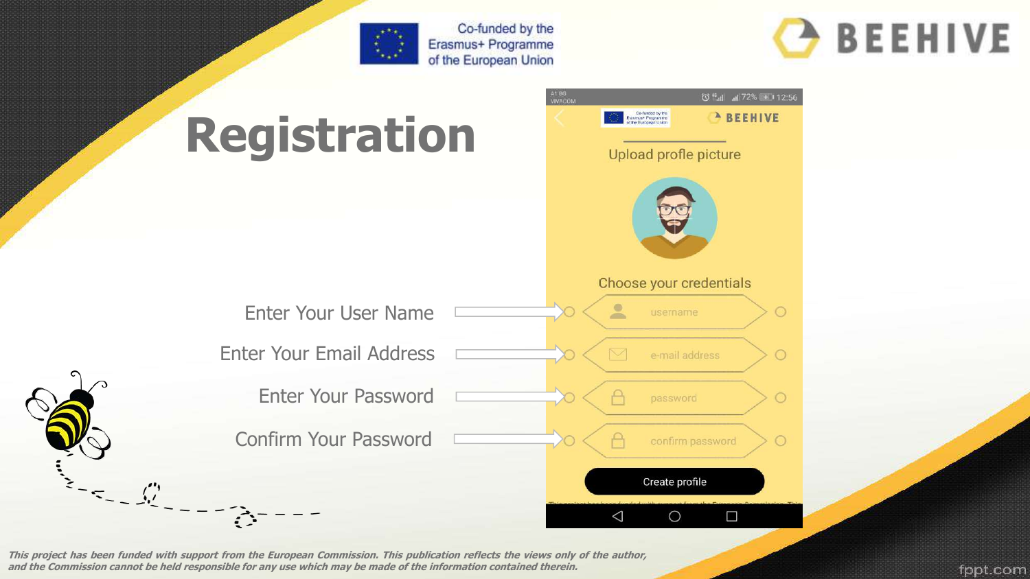# Registration

Enter Your User Name

Enter Your Email Address

Enter Your Password

Confirm Your Password

Upload profle picture

Choose your credentials

username

e-mail address

password

confirm password

Create profile

*This project has been funded with support from the European Commission. This publication reflects the views only of the author, and the Commission cannot be held responsible for any use which may be made of the information contained therein.*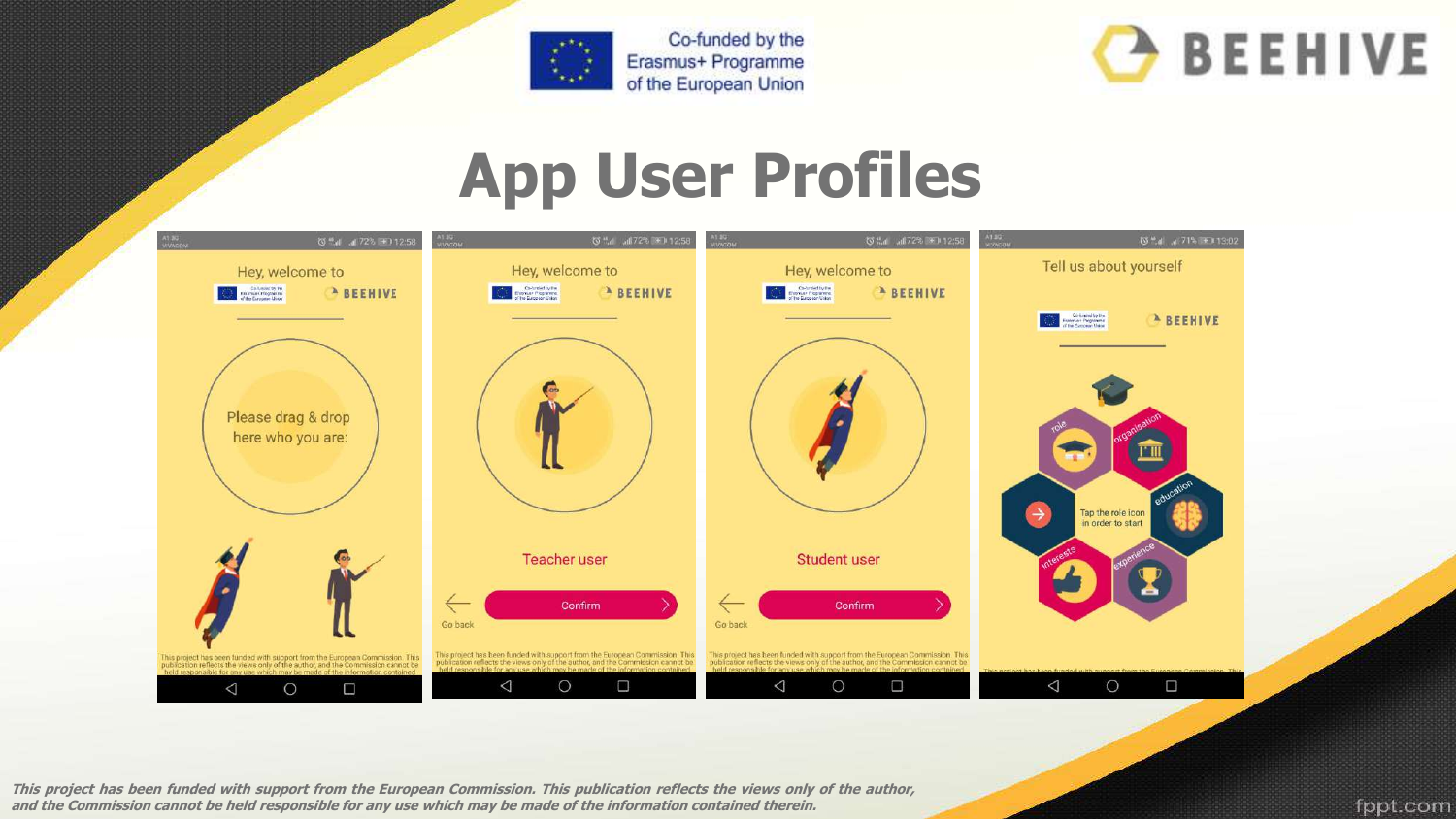Co-funded by the Erasmus+ Programme of the European Union

BEEHIVE

# App User Profiles

Hey, welcome to

Please drag & drop here who you are:

Hey, welcome to

Teacher user

Go back

Confirm

Hey, welcome to

Student user

Go back

Confirm

Tell us about yourself

role

organisation

education

Tap the role icon in order to start

interests

experience

*This project has been funded with support from the European Commission. This publication reflects the views only of the author, and the Commission cannot be held responsible for any use which may be made of the information contained therein.*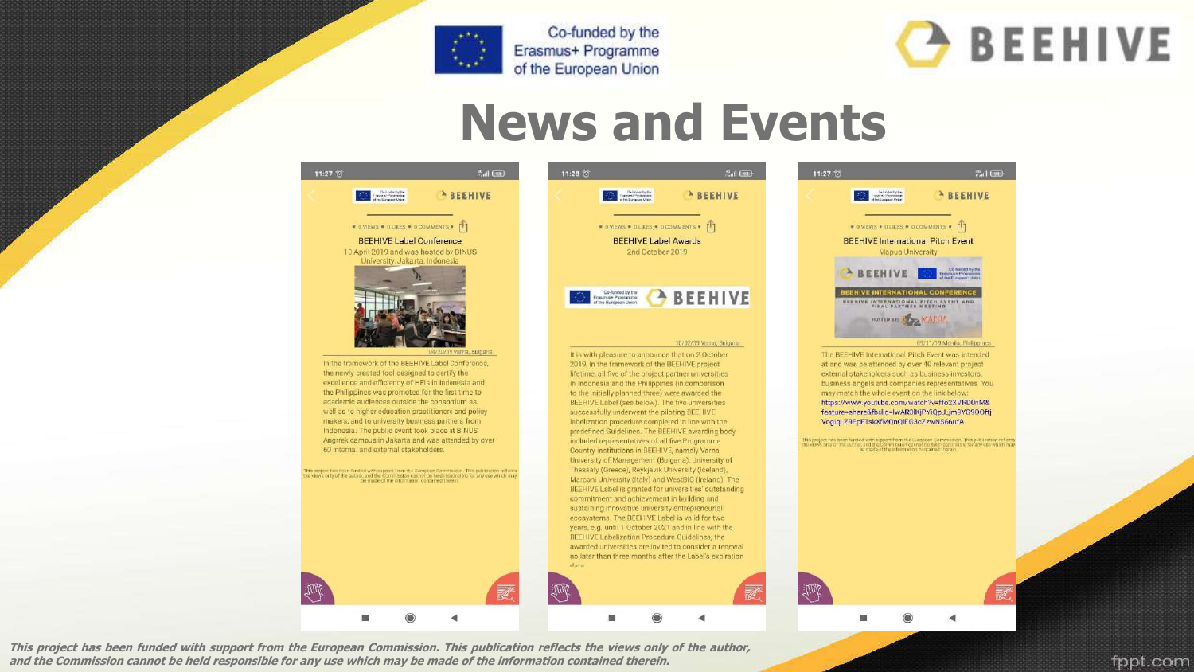Co-funded by the Erasmus+ Programme of the European Union

BEEHIVE

# News and Events

## BEEHIVE Label Conference

10 April 2019 and was hosted by BINUS University, Jakarta, Indonesia

04/20/19 Varna, Bulgaria

In the framework of the BEEHIVE Label Conference, the newly created tool designed to certify the excellence and efficiency of HEIs in Indonesia and the Philippines was promoted for the first time to academic audiences outside the consortium as well as to higher education practitioners and policy makers, and to university business partners from Indonesia. The public event took place at BINUS Anggrek campus in Jakarta and was attended by over 60 internal and external stakeholders.

## BEEHIVE Label Awards

2nd October 2019

10/02/19 Varna, Bulgaria

It is with pleasure to announce that on 2 October 2019, in the framework of the BEEHIVE project lifetime, all five of the project partner universities in Indonesia and the Philippines (in comparison to the initially planned three) were awarded the BEEHIVE Label (see below). The five universities successfully underwent the piloting BEEHIVE labelization procedure completed in line with the predefined Guidelines. The BEEHIVE awarding body included representatives of all five Programme Country institutions in BEEHIVE, namely Varna University of Management (Bulgaria), University of Thessaly (Greece), Reykjavik University (Iceland), Marconi University (Italy) and WestBIC (Ireland). The BEEHIVE Label is granted for universities' outstanding commitment and achievement in building and sustaining innovative university entrepreneurial ecosystems. The BEEHIVE Label is valid for two years, e.g. until 1 October 2021 and in line with the BEEHIVE Labelization Procedure Guidelines, the awarded universities are invited to consider a renewal no later than three months after the Label's expiration date.

## BEEHIVE International Pitch Event

Mapua University

09/11/19 Manila, Philippines

The BEEHIVE International Pitch Event was intended at and was be attended by over 40 relevant project external stakeholders such as business investors, business angels and companies representatives. You may match the whole event on the link below:
https://www.youtube.com/watch?v=ffo2XVRD0nM&feature=share&fbclid=IwAR3lKjPYiQpJ_jm9YG9OOftjVogiqLZ9FpETskXfMOnQlFG3c2zwNS66ufA

*This project has been funded with support from the European Commission. This publication reflects the views only of the author, and the Commission cannot be held responsible for any use which may be made of the information contained therein.*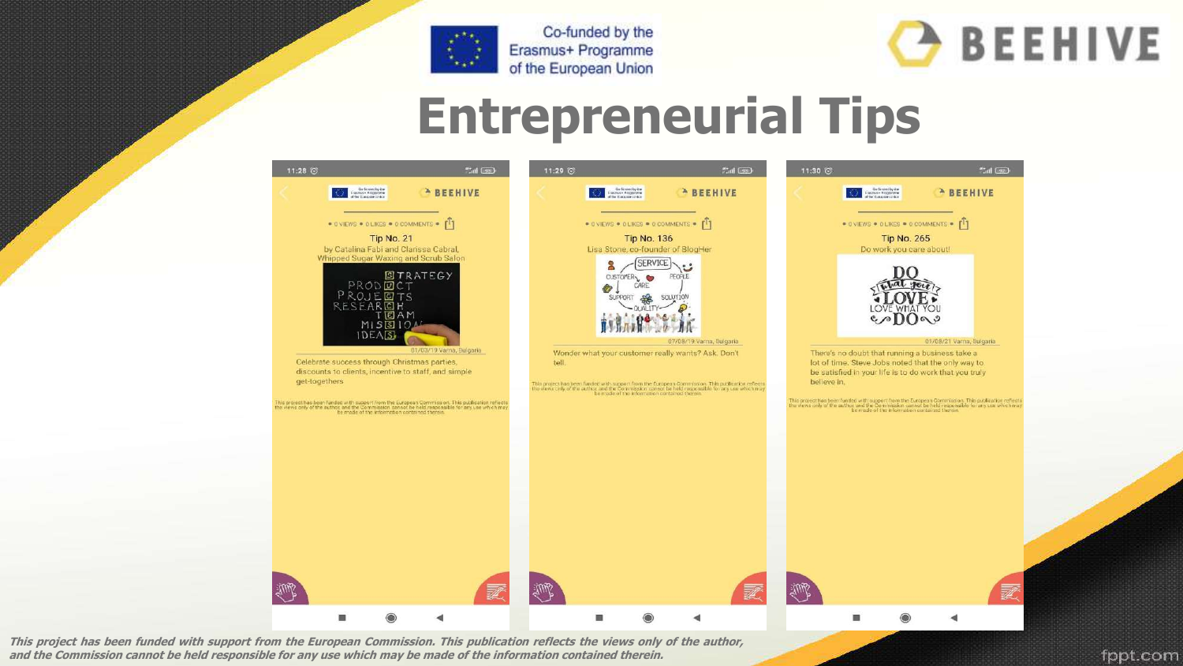Co-funded by the Erasmus+ Programme of the European Union

BEEHIVE

# Entrepreneurial Tips

11:28

0 VIEWS • 0 LIKES • 0 COMMENTS •

Tip No. 21

by Catalina Fabi and Clarissa Cabral, Whipped Sugar Waxing and Scrub Salon

01/03/19 Varna, Bulgaria

Celebrate success through Christmas parties, discounts to clients, incentive to staff, and simple get-togethers

This project has been funded with support from the European Commission. This publication reflects the views only of the author, and the Commission cannot be held responsible for any use which may be made of the information contained therein.

11:29

0 VIEWS • 0 LIKES • 0 COMMENTS •

Tip No. 136

Lisa Stone, co-founder of BlogHer

07/08/19 Varna, Bulgaria

Wonder what your customer really wants? Ask. Don't tell.

This project has been funded with support from the European Commission. This publication reflects the views only of the author, and the Commission cannot be held responsible for any use which may be made of the information contained therein.

11:30

0 VIEWS • 0 LIKES • 0 COMMENTS •

Tip No. 265

Do work you care about!

01/08/21 Varna, Bulgaria

There's no doubt that running a business take a lot of time. Steve Jobs noted that the only way to be satisfied in your life is to do work that you truly believe in.

This project has been funded with support from the European Commission. This publication reflects the views only of the author, and the Commission cannot be held responsible for any use which may be made of the information contained therein.

*This project has been funded with support from the European Commission. This publication reflects the views only of the author, and the Commission cannot be held responsible for any use which may be made of the information contained therein.*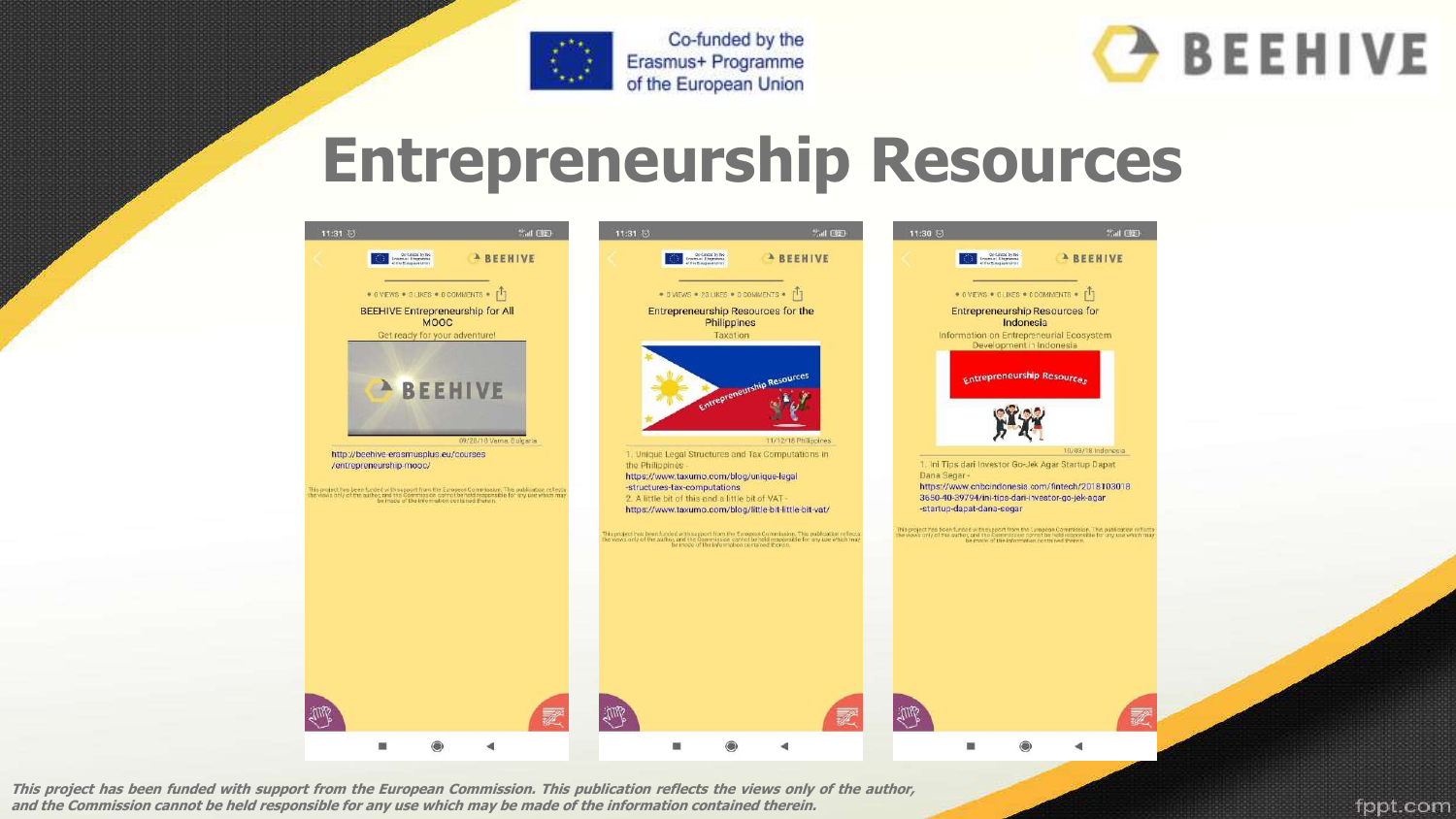Co-funded by the Erasmus+ Programme of the European Union

BEEHIVE

# Entrepreneurship Resources

0 VIEWS • 0 LIKES • 0 COMMENTS •

BEEHIVE Entrepreneurship for All MOOC

Get ready for your adventure!

09/20/18 Varna, Bulgaria

http://beehive-erasmusplus.eu/courses/entrepreneurship-mooc/

This project has been funded with support from the European Commission. This publication reflects the views only of the author, and the Commission cannot be held responsible for any use which may be made of the information contained therein.

0 VIEWS • 23 LIKES • 0 COMMENTS •

Entrepreneurship Resources for the Philippines

Taxation

11/12/18 Philippines

1. Unique Legal Structures and Tax Computations in the Philippines - https://www.taxumo.com/blog/unique-legal-structures-tax-computations

2. A little bit of this and a little bit of VAT - https://www.taxumo.com/blog/little-bit-little-bit-vat/

This project has been funded with support from the European Commission. This publication reflects the views only of the author, and the Commission cannot be held responsible for any use which may be made of the information contained therein.

0 VIEWS • 0 LIKES • 0 COMMENTS •

Entrepreneurship Resources for Indonesia

Information on Entrepreneurial Ecosystem Development in Indonesia

10/09/18 Indonesia

1. Ini Tips dari Investor Go-Jek Agar Startup Dapat Dana Segar - https://www.cnbcindonesia.com/fintech/20181030183650-40-39794/ini-tips-dari-investor-go-jek-agar-startup-dapat-dana-segar

This project has been funded with support from the European Commission. This publication reflects the views only of the author, and the Commission cannot be held responsible for any use which may be made of the information contained therein.

*This project has been funded with support from the European Commission. This publication reflects the views only of the author, and the Commission cannot be held responsible for any use which may be made of the information contained therein.*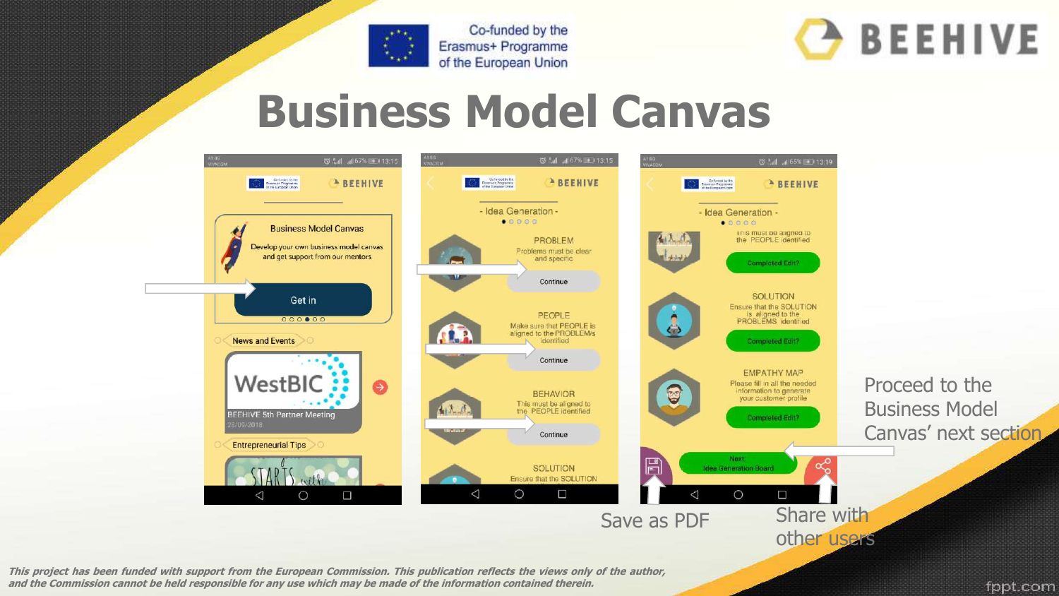Co-funded by the Erasmus+ Programme of the European Union

BEEHIVE

# Business Model Canvas

Save as PDF

Share with other users

Proceed to the Business Model Canvas' next section

*This project has been funded with support from the European Commission. This publication reflects the views only of the author, and the Commission cannot be held responsible for any use which may be made of the information contained therein.*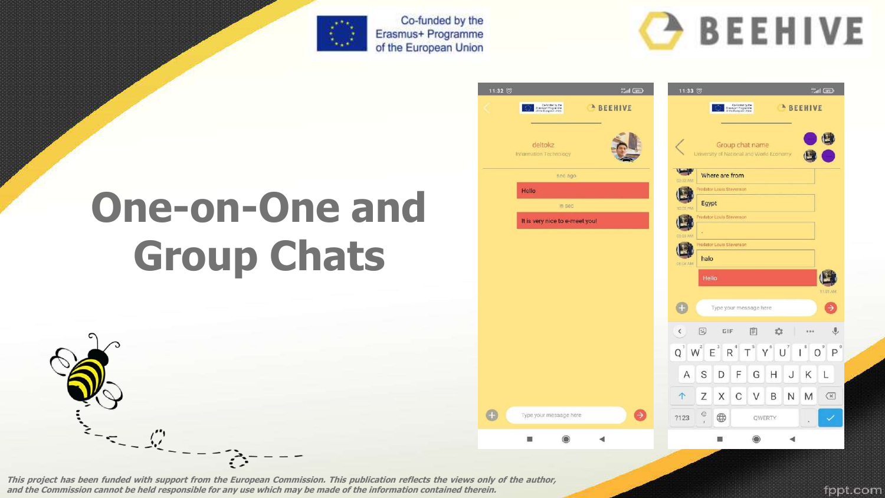# One-on-One and Group Chats

*This project has been funded with support from the European Commission. This publication reflects the views only of the author, and the Commission cannot be held responsible for any use which may be made of the information contained therein.*